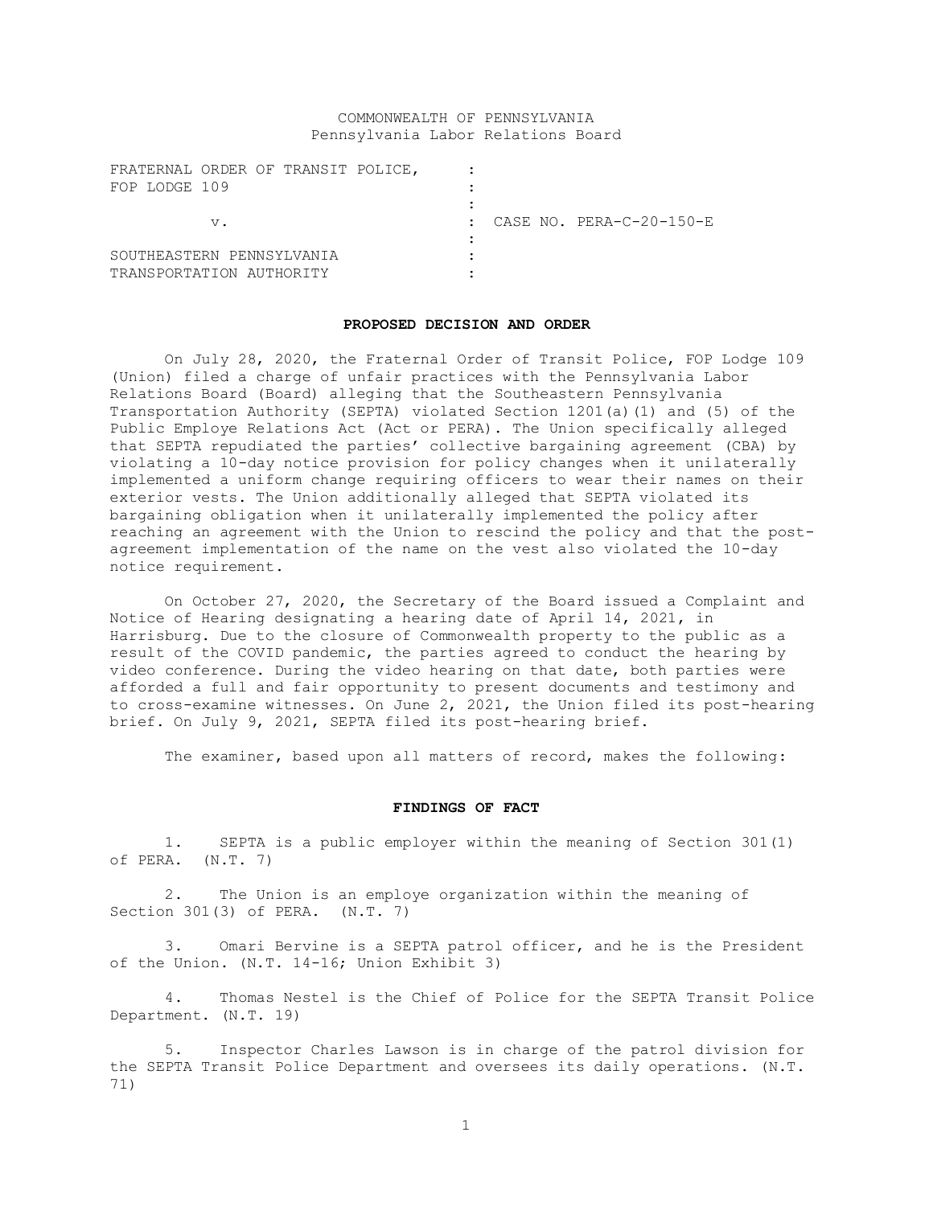COMMONWEALTH OF PENNSYLVANIA
Pennsylvania Labor Relations Board

| | | |
|---|---|---|
| FRATERNAL ORDER OF TRANSIT POLICE, FOP LODGE 109 | : | |
| v. | : | CASE NO. PERA-C-20-150-E |
| SOUTHEASTERN PENNSYLVANIA TRANSPORTATION AUTHORITY | : | |

**PROPOSED DECISION AND ORDER**

On July 28, 2020, the Fraternal Order of Transit Police, FOP Lodge 109 (Union) filed a charge of unfair practices with the Pennsylvania Labor Relations Board (Board) alleging that the Southeastern Pennsylvania Transportation Authority (SEPTA) violated Section 1201(a)(1) and (5) of the Public Employe Relations Act (Act or PERA). The Union specifically alleged that SEPTA repudiated the parties' collective bargaining agreement (CBA) by violating a 10-day notice provision for policy changes when it unilaterally implemented a uniform change requiring officers to wear their names on their exterior vests. The Union additionally alleged that SEPTA violated its bargaining obligation when it unilaterally implemented the policy after reaching an agreement with the Union to rescind the policy and that the post-agreement implementation of the name on the vest also violated the 10-day notice requirement.

On October 27, 2020, the Secretary of the Board issued a Complaint and Notice of Hearing designating a hearing date of April 14, 2021, in Harrisburg. Due to the closure of Commonwealth property to the public as a result of the COVID pandemic, the parties agreed to conduct the hearing by video conference. During the video hearing on that date, both parties were afforded a full and fair opportunity to present documents and testimony and to cross-examine witnesses. On June 2, 2021, the Union filed its post-hearing brief. On July 9, 2021, SEPTA filed its post-hearing brief.

The examiner, based upon all matters of record, makes the following:

**FINDINGS OF FACT**

1. SEPTA is a public employer within the meaning of Section 301(1) of PERA. (N.T. 7)

2. The Union is an employe organization within the meaning of Section 301(3) of PERA. (N.T. 7)

3. Omari Bervine is a SEPTA patrol officer, and he is the President of the Union. (N.T. 14-16; Union Exhibit 3)

4. Thomas Nestel is the Chief of Police for the SEPTA Transit Police Department. (N.T. 19)

5. Inspector Charles Lawson is in charge of the patrol division for the SEPTA Transit Police Department and oversees its daily operations. (N.T. 71)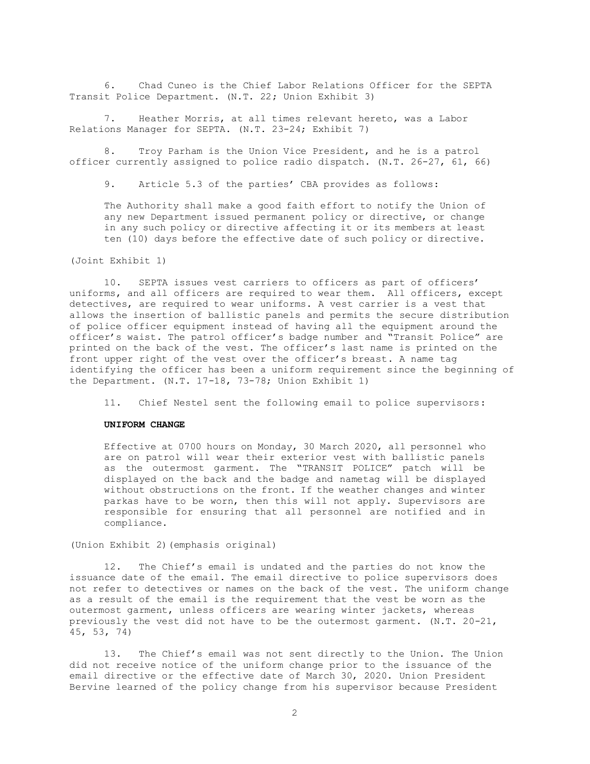6. Chad Cuneo is the Chief Labor Relations Officer for the SEPTA Transit Police Department. (N.T. 22; Union Exhibit 3)

7. Heather Morris, at all times relevant hereto, was a Labor Relations Manager for SEPTA. (N.T. 23-24; Exhibit 7)

8. Troy Parham is the Union Vice President, and he is a patrol officer currently assigned to police radio dispatch. (N.T. 26-27, 61, 66)

9. Article 5.3 of the parties' CBA provides as follows:

> The Authority shall make a good faith effort to notify the Union of any new Department issued permanent policy or directive, or change in any such policy or directive affecting it or its members at least ten (10) days before the effective date of such policy or directive.

(Joint Exhibit 1)

10. SEPTA issues vest carriers to officers as part of officers' uniforms, and all officers are required to wear them. All officers, except detectives, are required to wear uniforms. A vest carrier is a vest that allows the insertion of ballistic panels and permits the secure distribution of police officer equipment instead of having all the equipment around the officer's waist. The patrol officer's badge number and "Transit Police" are printed on the back of the vest. The officer's last name is printed on the front upper right of the vest over the officer's breast. A name tag identifying the officer has been a uniform requirement since the beginning of the Department. (N.T. 17-18, 73-78; Union Exhibit 1)

11. Chief Nestel sent the following email to police supervisors:

> **UNIFORM CHANGE**
>
> Effective at 0700 hours on Monday, 30 March 2020, all personnel who are on patrol will wear their exterior vest with ballistic panels as the outermost garment. The "TRANSIT POLICE" patch will be displayed on the back and the badge and nametag will be displayed without obstructions on the front. If the weather changes and winter parkas have to be worn, then this will not apply. Supervisors are responsible for ensuring that all personnel are notified and in compliance.

(Union Exhibit 2)(emphasis original)

12. The Chief's email is undated and the parties do not know the issuance date of the email. The email directive to police supervisors does not refer to detectives or names on the back of the vest. The uniform change as a result of the email is the requirement that the vest be worn as the outermost garment, unless officers are wearing winter jackets, whereas previously the vest did not have to be the outermost garment. (N.T. 20-21, 45, 53, 74)

13. The Chief's email was not sent directly to the Union. The Union did not receive notice of the uniform change prior to the issuance of the email directive or the effective date of March 30, 2020. Union President Bervine learned of the policy change from his supervisor because President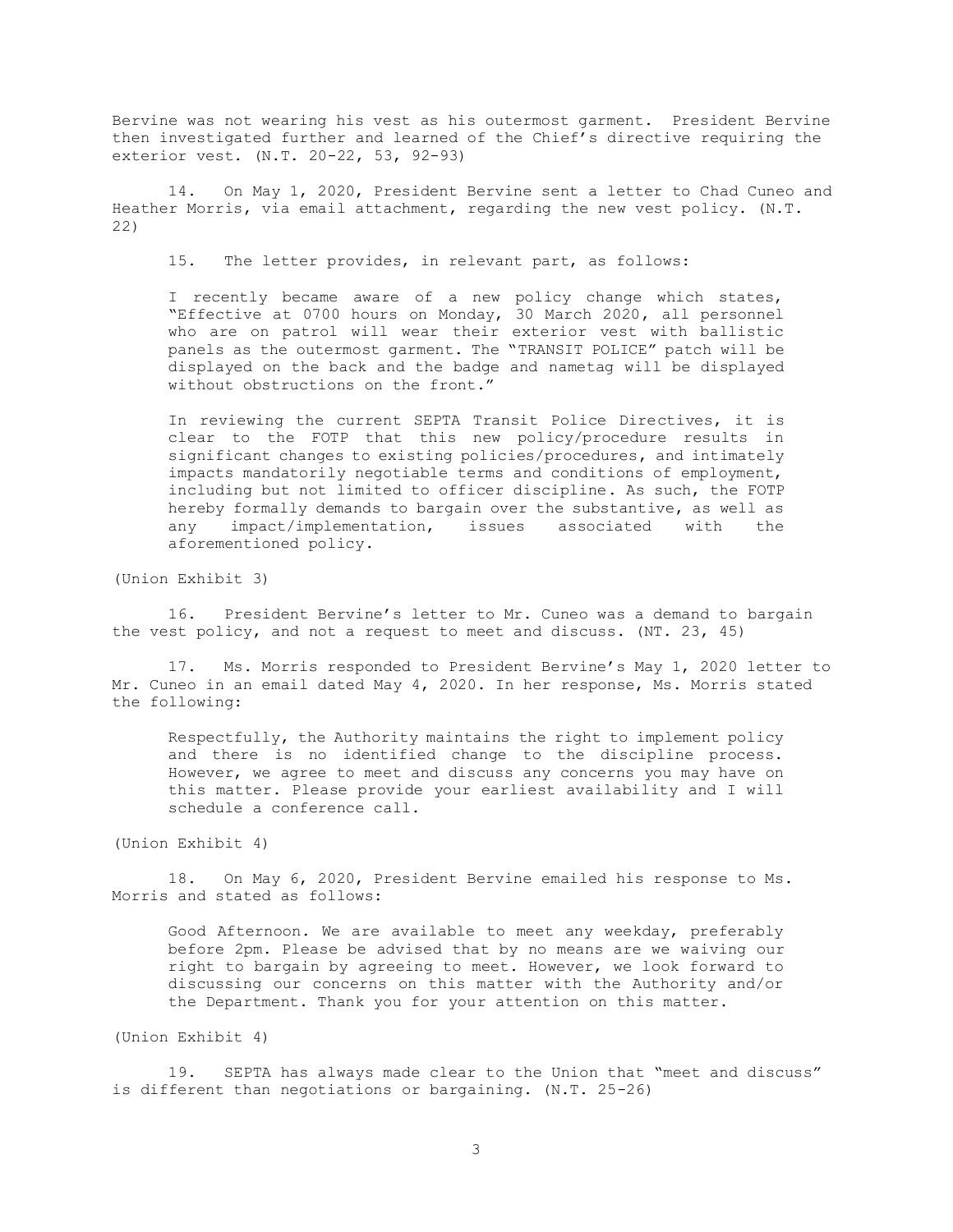Bervine was not wearing his vest as his outermost garment. President Bervine then investigated further and learned of the Chief's directive requiring the exterior vest. (N.T. 20-22, 53, 92-93)

14. On May 1, 2020, President Bervine sent a letter to Chad Cuneo and Heather Morris, via email attachment, regarding the new vest policy. (N.T. 22)

15. The letter provides, in relevant part, as follows:

> I recently became aware of a new policy change which states, "Effective at 0700 hours on Monday, 30 March 2020, all personnel who are on patrol will wear their exterior vest with ballistic panels as the outermost garment. The "TRANSIT POLICE" patch will be displayed on the back and the badge and nametag will be displayed without obstructions on the front."
>
> In reviewing the current SEPTA Transit Police Directives, it is clear to the FOTP that this new policy/procedure results in significant changes to existing policies/procedures, and intimately impacts mandatorily negotiable terms and conditions of employment, including but not limited to officer discipline. As such, the FOTP hereby formally demands to bargain over the substantive, as well as any impact/implementation, issues associated with the aforementioned policy.

(Union Exhibit 3)

16. President Bervine's letter to Mr. Cuneo was a demand to bargain the vest policy, and not a request to meet and discuss. (NT. 23, 45)

17. Ms. Morris responded to President Bervine's May 1, 2020 letter to Mr. Cuneo in an email dated May 4, 2020. In her response, Ms. Morris stated the following:

> Respectfully, the Authority maintains the right to implement policy and there is no identified change to the discipline process. However, we agree to meet and discuss any concerns you may have on this matter. Please provide your earliest availability and I will schedule a conference call.

(Union Exhibit 4)

18. On May 6, 2020, President Bervine emailed his response to Ms. Morris and stated as follows:

> Good Afternoon. We are available to meet any weekday, preferably before 2pm. Please be advised that by no means are we waiving our right to bargain by agreeing to meet. However, we look forward to discussing our concerns on this matter with the Authority and/or the Department. Thank you for your attention on this matter.

(Union Exhibit 4)

19. SEPTA has always made clear to the Union that "meet and discuss" is different than negotiations or bargaining. (N.T. 25-26)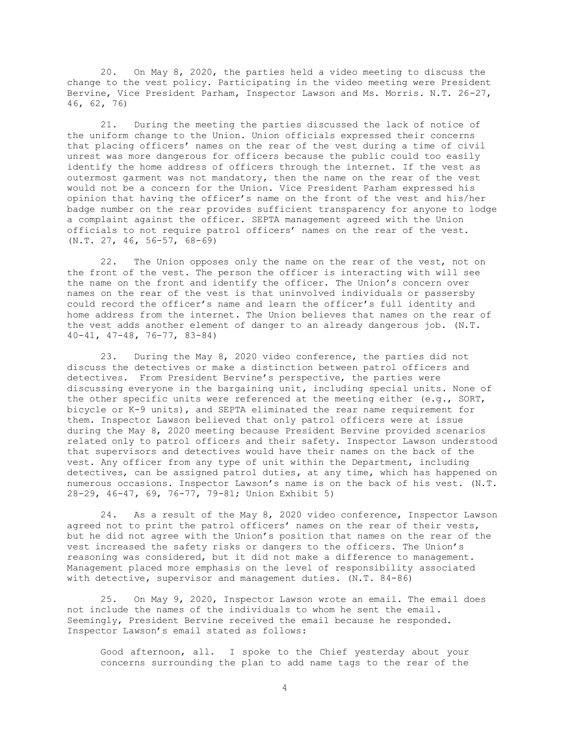20. On May 8, 2020, the parties held a video meeting to discuss the change to the vest policy. Participating in the video meeting were President Bervine, Vice President Parham, Inspector Lawson and Ms. Morris. N.T. 26-27, 46, 62, 76)

21. During the meeting the parties discussed the lack of notice of the uniform change to the Union. Union officials expressed their concerns that placing officers' names on the rear of the vest during a time of civil unrest was more dangerous for officers because the public could too easily identify the home address of officers through the internet. If the vest as outermost garment was not mandatory, then the name on the rear of the vest would not be a concern for the Union. Vice President Parham expressed his opinion that having the officer's name on the front of the vest and his/her badge number on the rear provides sufficient transparency for anyone to lodge a complaint against the officer. SEPTA management agreed with the Union officials to not require patrol officers' names on the rear of the vest. (N.T. 27, 46, 56-57, 68-69)

22. The Union opposes only the name on the rear of the vest, not on the front of the vest. The person the officer is interacting with will see the name on the front and identify the officer. The Union's concern over names on the rear of the vest is that uninvolved individuals or passersby could record the officer's name and learn the officer's full identity and home address from the internet. The Union believes that names on the rear of the vest adds another element of danger to an already dangerous job. (N.T. 40-41, 47-48, 76-77, 83-84)

23. During the May 8, 2020 video conference, the parties did not discuss the detectives or make a distinction between patrol officers and detectives. From President Bervine's perspective, the parties were discussing everyone in the bargaining unit, including special units. None of the other specific units were referenced at the meeting either (e.g., SORT, bicycle or K-9 units), and SEPTA eliminated the rear name requirement for them. Inspector Lawson believed that only patrol officers were at issue during the May 8, 2020 meeting because President Bervine provided scenarios related only to patrol officers and their safety. Inspector Lawson understood that supervisors and detectives would have their names on the back of the vest. Any officer from any type of unit within the Department, including detectives, can be assigned patrol duties, at any time, which has happened on numerous occasions. Inspector Lawson's name is on the back of his vest. (N.T. 28-29, 46-47, 69, 76-77, 79-81; Union Exhibit 5)

24. As a result of the May 8, 2020 video conference, Inspector Lawson agreed not to print the patrol officers' names on the rear of their vests, but he did not agree with the Union's position that names on the rear of the vest increased the safety risks or dangers to the officers. The Union's reasoning was considered, but it did not make a difference to management. Management placed more emphasis on the level of responsibility associated with detective, supervisor and management duties. (N.T. 84-86)

25. On May 9, 2020, Inspector Lawson wrote an email. The email does not include the names of the individuals to whom he sent the email. Seemingly, President Bervine received the email because he responded. Inspector Lawson's email stated as follows:

> Good afternoon, all. I spoke to the Chief yesterday about your concerns surrounding the plan to add name tags to the rear of the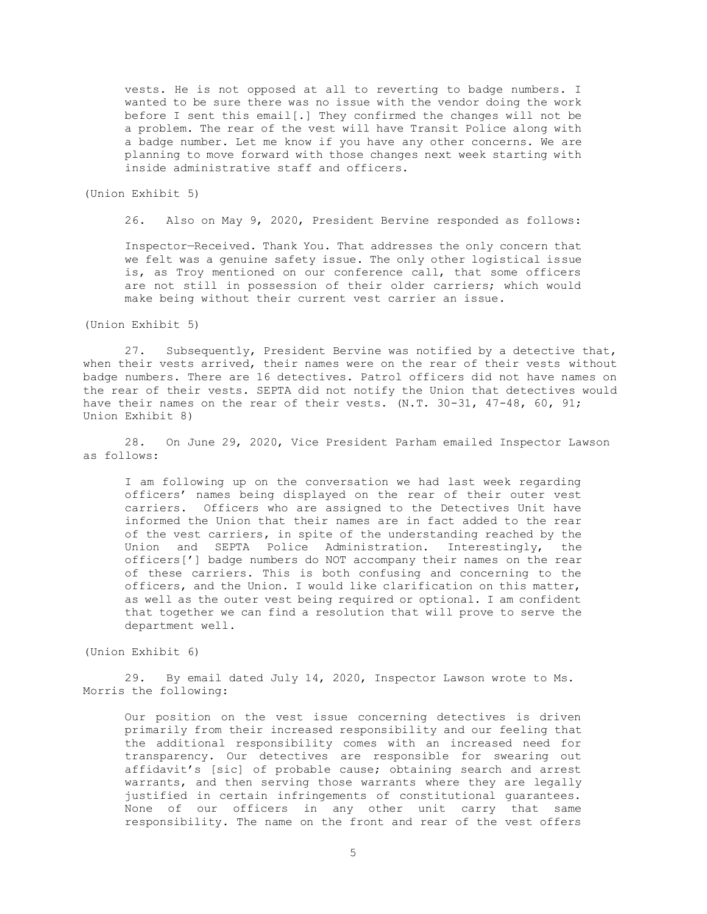> vests. He is not opposed at all to reverting to badge numbers. I wanted to be sure there was no issue with the vendor doing the work before I sent this email[.] They confirmed the changes will not be a problem. The rear of the vest will have Transit Police along with a badge number. Let me know if you have any other concerns. We are planning to move forward with those changes next week starting with inside administrative staff and officers.

(Union Exhibit 5)

26. Also on May 9, 2020, President Bervine responded as follows:

> Inspector—Received. Thank You. That addresses the only concern that we felt was a genuine safety issue. The only other logistical issue is, as Troy mentioned on our conference call, that some officers are not still in possession of their older carriers; which would make being without their current vest carrier an issue.

(Union Exhibit 5)

27. Subsequently, President Bervine was notified by a detective that, when their vests arrived, their names were on the rear of their vests without badge numbers. There are 16 detectives. Patrol officers did not have names on the rear of their vests. SEPTA did not notify the Union that detectives would have their names on the rear of their vests. (N.T. 30-31, 47-48, 60, 91; Union Exhibit 8)

28. On June 29, 2020, Vice President Parham emailed Inspector Lawson as follows:

> I am following up on the conversation we had last week regarding officers' names being displayed on the rear of their outer vest carriers. Officers who are assigned to the Detectives Unit have informed the Union that their names are in fact added to the rear of the vest carriers, in spite of the understanding reached by the Union and SEPTA Police Administration. Interestingly, the officers['] badge numbers do NOT accompany their names on the rear of these carriers. This is both confusing and concerning to the officers, and the Union. I would like clarification on this matter, as well as the outer vest being required or optional. I am confident that together we can find a resolution that will prove to serve the department well.

(Union Exhibit 6)

29. By email dated July 14, 2020, Inspector Lawson wrote to Ms. Morris the following:

> Our position on the vest issue concerning detectives is driven primarily from their increased responsibility and our feeling that the additional responsibility comes with an increased need for transparency. Our detectives are responsible for swearing out affidavit's [sic] of probable cause; obtaining search and arrest warrants, and then serving those warrants where they are legally justified in certain infringements of constitutional guarantees. None of our officers in any other unit carry that same responsibility. The name on the front and rear of the vest offers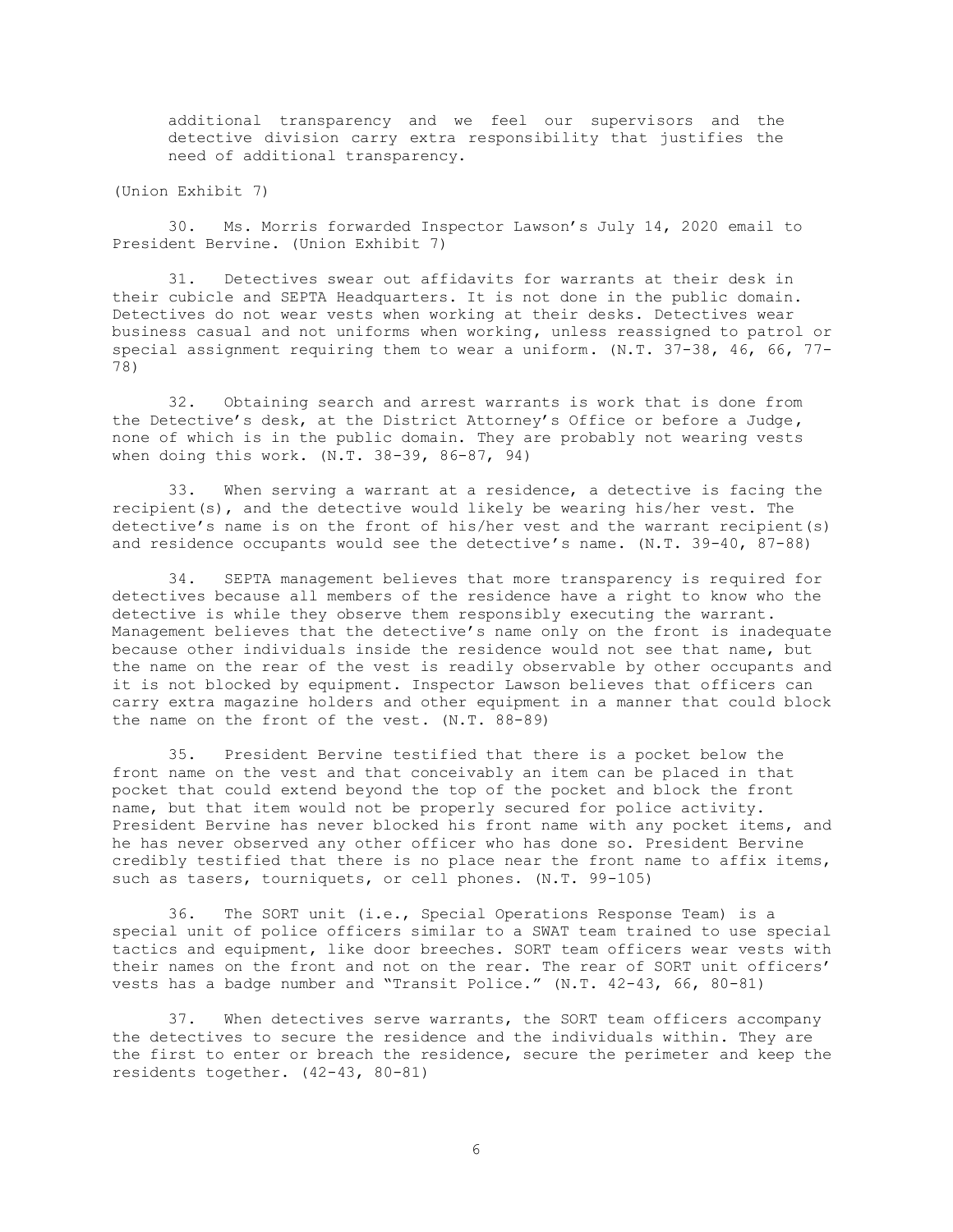additional transparency and we feel our supervisors and the detective division carry extra responsibility that justifies the need of additional transparency.

(Union Exhibit 7)

30. Ms. Morris forwarded Inspector Lawson's July 14, 2020 email to President Bervine. (Union Exhibit 7)

31. Detectives swear out affidavits for warrants at their desk in their cubicle and SEPTA Headquarters. It is not done in the public domain. Detectives do not wear vests when working at their desks. Detectives wear business casual and not uniforms when working, unless reassigned to patrol or special assignment requiring them to wear a uniform. (N.T. 37-38, 46, 66, 77-78)

32. Obtaining search and arrest warrants is work that is done from the Detective's desk, at the District Attorney's Office or before a Judge, none of which is in the public domain. They are probably not wearing vests when doing this work. (N.T. 38-39, 86-87, 94)

33. When serving a warrant at a residence, a detective is facing the recipient(s), and the detective would likely be wearing his/her vest. The detective's name is on the front of his/her vest and the warrant recipient(s) and residence occupants would see the detective's name. (N.T. 39-40, 87-88)

34. SEPTA management believes that more transparency is required for detectives because all members of the residence have a right to know who the detective is while they observe them responsibly executing the warrant. Management believes that the detective's name only on the front is inadequate because other individuals inside the residence would not see that name, but the name on the rear of the vest is readily observable by other occupants and it is not blocked by equipment. Inspector Lawson believes that officers can carry extra magazine holders and other equipment in a manner that could block the name on the front of the vest. (N.T. 88-89)

35. President Bervine testified that there is a pocket below the front name on the vest and that conceivably an item can be placed in that pocket that could extend beyond the top of the pocket and block the front name, but that item would not be properly secured for police activity. President Bervine has never blocked his front name with any pocket items, and he has never observed any other officer who has done so. President Bervine credibly testified that there is no place near the front name to affix items, such as tasers, tourniquets, or cell phones. (N.T. 99-105)

36. The SORT unit (i.e., Special Operations Response Team) is a special unit of police officers similar to a SWAT team trained to use special tactics and equipment, like door breeches. SORT team officers wear vests with their names on the front and not on the rear. The rear of SORT unit officers' vests has a badge number and "Transit Police." (N.T. 42-43, 66, 80-81)

37. When detectives serve warrants, the SORT team officers accompany the detectives to secure the residence and the individuals within. They are the first to enter or breach the residence, secure the perimeter and keep the residents together. (42-43, 80-81)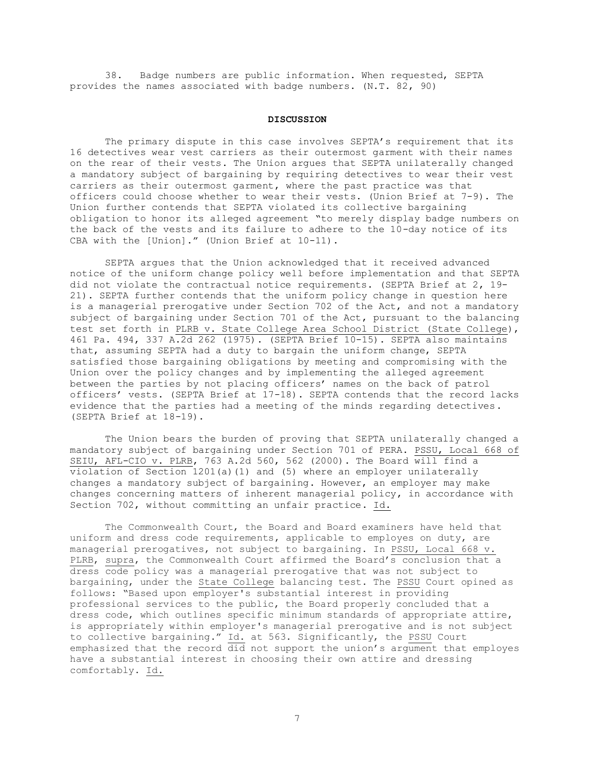38. Badge numbers are public information. When requested, SEPTA provides the names associated with badge numbers. (N.T. 82, 90)

## DISCUSSION

The primary dispute in this case involves SEPTA's requirement that its 16 detectives wear vest carriers as their outermost garment with their names on the rear of their vests. The Union argues that SEPTA unilaterally changed a mandatory subject of bargaining by requiring detectives to wear their vest carriers as their outermost garment, where the past practice was that officers could choose whether to wear their vests. (Union Brief at 7-9). The Union further contends that SEPTA violated its collective bargaining obligation to honor its alleged agreement "to merely display badge numbers on the back of the vests and its failure to adhere to the 10-day notice of its CBA with the [Union]." (Union Brief at 10-11).

SEPTA argues that the Union acknowledged that it received advanced notice of the uniform change policy well before implementation and that SEPTA did not violate the contractual notice requirements. (SEPTA Brief at 2, 19-21). SEPTA further contends that the uniform policy change in question here is a managerial prerogative under Section 702 of the Act, and not a mandatory subject of bargaining under Section 701 of the Act, pursuant to the balancing test set forth in PLRB v. State College Area School District (State College), 461 Pa. 494, 337 A.2d 262 (1975). (SEPTA Brief 10-15). SEPTA also maintains that, assuming SEPTA had a duty to bargain the uniform change, SEPTA satisfied those bargaining obligations by meeting and compromising with the Union over the policy changes and by implementing the alleged agreement between the parties by not placing officers' names on the back of patrol officers' vests. (SEPTA Brief at 17-18). SEPTA contends that the record lacks evidence that the parties had a meeting of the minds regarding detectives. (SEPTA Brief at 18-19).

The Union bears the burden of proving that SEPTA unilaterally changed a mandatory subject of bargaining under Section 701 of PERA. PSSU, Local 668 of SEIU, AFL-CIO v. PLRB, 763 A.2d 560, 562 (2000). The Board will find a violation of Section 1201(a)(1) and (5) where an employer unilaterally changes a mandatory subject of bargaining. However, an employer may make changes concerning matters of inherent managerial policy, in accordance with Section 702, without committing an unfair practice. Id.

The Commonwealth Court, the Board and Board examiners have held that uniform and dress code requirements, applicable to employes on duty, are managerial prerogatives, not subject to bargaining. In PSSU, Local 668 v. PLRB, supra, the Commonwealth Court affirmed the Board's conclusion that a dress code policy was a managerial prerogative that was not subject to bargaining, under the State College balancing test. The PSSU Court opined as follows: "Based upon employer's substantial interest in providing professional services to the public, the Board properly concluded that a dress code, which outlines specific minimum standards of appropriate attire, is appropriately within employer's managerial prerogative and is not subject to collective bargaining." Id. at 563. Significantly, the PSSU Court emphasized that the record did not support the union's argument that employes have a substantial interest in choosing their own attire and dressing comfortably. Id.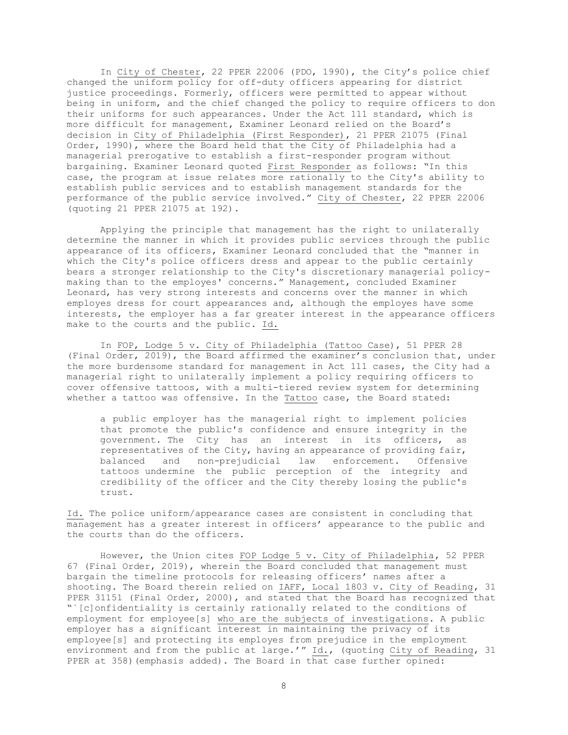In City of Chester, 22 PPER 22006 (PDO, 1990), the City's police chief changed the uniform policy for off-duty officers appearing for district justice proceedings. Formerly, officers were permitted to appear without being in uniform, and the chief changed the policy to require officers to don their uniforms for such appearances. Under the Act 111 standard, which is more difficult for management, Examiner Leonard relied on the Board's decision in City of Philadelphia (First Responder), 21 PPER 21075 (Final Order, 1990), where the Board held that the City of Philadelphia had a managerial prerogative to establish a first-responder program without bargaining. Examiner Leonard quoted First Responder as follows: "In this case, the program at issue relates more rationally to the City's ability to establish public services and to establish management standards for the performance of the public service involved." City of Chester, 22 PPER 22006 (quoting 21 PPER 21075 at 192).

Applying the principle that management has the right to unilaterally determine the manner in which it provides public services through the public appearance of its officers, Examiner Leonard concluded that the "manner in which the City's police officers dress and appear to the public certainly bears a stronger relationship to the City's discretionary managerial policy-making than to the employes' concerns." Management, concluded Examiner Leonard, has very strong interests and concerns over the manner in which employes dress for court appearances and, although the employes have some interests, the employer has a far greater interest in the appearance officers make to the courts and the public. Id.

In FOP, Lodge 5 v. City of Philadelphia (Tattoo Case), 51 PPER 28 (Final Order, 2019), the Board affirmed the examiner's conclusion that, under the more burdensome standard for management in Act 111 cases, the City had a managerial right to unilaterally implement a policy requiring officers to cover offensive tattoos, with a multi-tiered review system for determining whether a tattoo was offensive. In the Tattoo case, the Board stated:

> a public employer has the managerial right to implement policies that promote the public's confidence and ensure integrity in the government. The City has an interest in its officers, as representatives of the City, having an appearance of providing fair, balanced and non-prejudicial law enforcement. Offensive tattoos undermine the public perception of the integrity and credibility of the officer and the City thereby losing the public's trust.

Id. The police uniform/appearance cases are consistent in concluding that management has a greater interest in officers' appearance to the public and the courts than do the officers.

However, the Union cites FOP Lodge 5 v. City of Philadelphia, 52 PPER 67 (Final Order, 2019), wherein the Board concluded that management must bargain the timeline protocols for releasing officers' names after a shooting. The Board therein relied on IAFF, Local 1803 v. City of Reading, 31 PPER 31151 (Final Order, 2000), and stated that the Board has recognized that "`[c]onfidentiality is certainly rationally related to the conditions of employment for employee[s] who are the subjects of investigations. A public employer has a significant interest in maintaining the privacy of its employee[s] and protecting its employes from prejudice in the employment environment and from the public at large.'" Id., (quoting City of Reading, 31 PPER at 358)(emphasis added). The Board in that case further opined: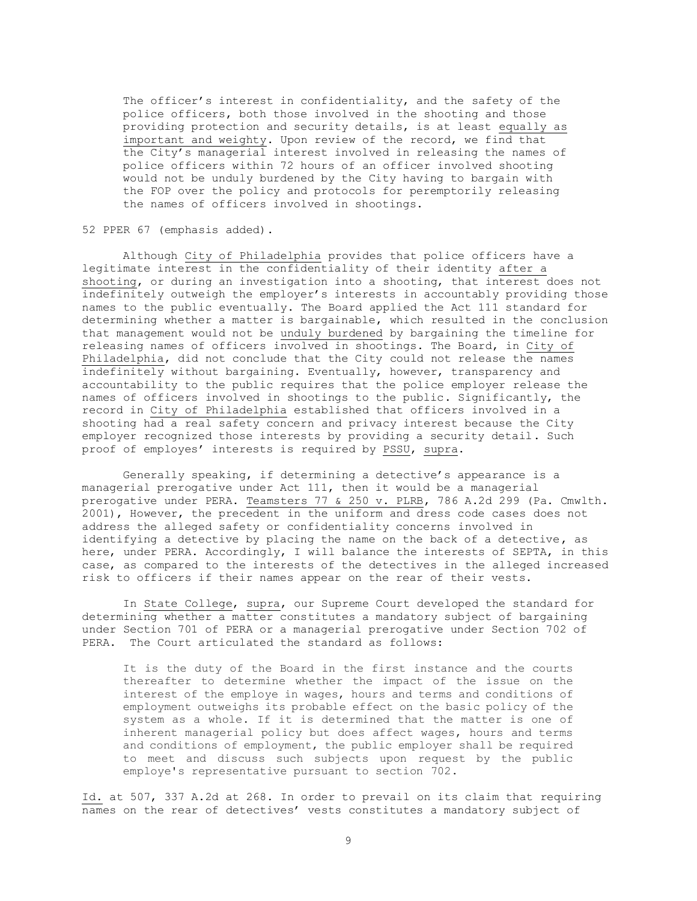> The officer's interest in confidentiality, and the safety of the police officers, both those involved in the shooting and those providing protection and security details, is at least <u>equally as important and weighty</u>. Upon review of the record, we find that the City's managerial interest involved in releasing the names of police officers within 72 hours of an officer involved shooting would not be unduly burdened by the City having to bargain with the FOP over the policy and protocols for peremptorily releasing the names of officers involved in shootings.

52 PPER 67 (emphasis added).

Although <u>City of Philadelphia</u> provides that police officers have a legitimate interest in the confidentiality of their identity <u>after a shooting</u>, or during an investigation into a shooting, that interest does not indefinitely outweigh the employer's interests in accountably providing those names to the public eventually. The Board applied the Act 111 standard for determining whether a matter is bargainable, which resulted in the conclusion that management would not be <u>unduly burdened</u> by bargaining the timeline for releasing names of officers involved in shootings. The Board, in <u>City of Philadelphia</u>, did not conclude that the City could not release the names indefinitely without bargaining. Eventually, however, transparency and accountability to the public requires that the police employer release the names of officers involved in shootings to the public. Significantly, the record in <u>City of Philadelphia</u> established that officers involved in a shooting had a real safety concern and privacy interest because the City employer recognized those interests by providing a security detail. Such proof of employes' interests is required by <u>PSSU</u>, <u>supra</u>.

Generally speaking, if determining a detective's appearance is a managerial prerogative under Act 111, then it would be a managerial prerogative under PERA. <u>Teamsters 77 & 250 v. PLRB</u>, 786 A.2d 299 (Pa. Cmwlth. 2001), However, the precedent in the uniform and dress code cases does not address the alleged safety or confidentiality concerns involved in identifying a detective by placing the name on the back of a detective, as here, under PERA. Accordingly, I will balance the interests of SEPTA, in this case, as compared to the interests of the detectives in the alleged increased risk to officers if their names appear on the rear of their vests.

In <u>State College</u>, <u>supra</u>, our Supreme Court developed the standard for determining whether a matter constitutes a mandatory subject of bargaining under Section 701 of PERA or a managerial prerogative under Section 702 of PERA. The Court articulated the standard as follows:

> It is the duty of the Board in the first instance and the courts thereafter to determine whether the impact of the issue on the interest of the employe in wages, hours and terms and conditions of employment outweighs its probable effect on the basic policy of the system as a whole. If it is determined that the matter is one of inherent managerial policy but does affect wages, hours and terms and conditions of employment, the public employer shall be required to meet and discuss such subjects upon request by the public employe's representative pursuant to section 702.

<u>Id.</u> at 507, 337 A.2d at 268. In order to prevail on its claim that requiring names on the rear of detectives' vests constitutes a mandatory subject of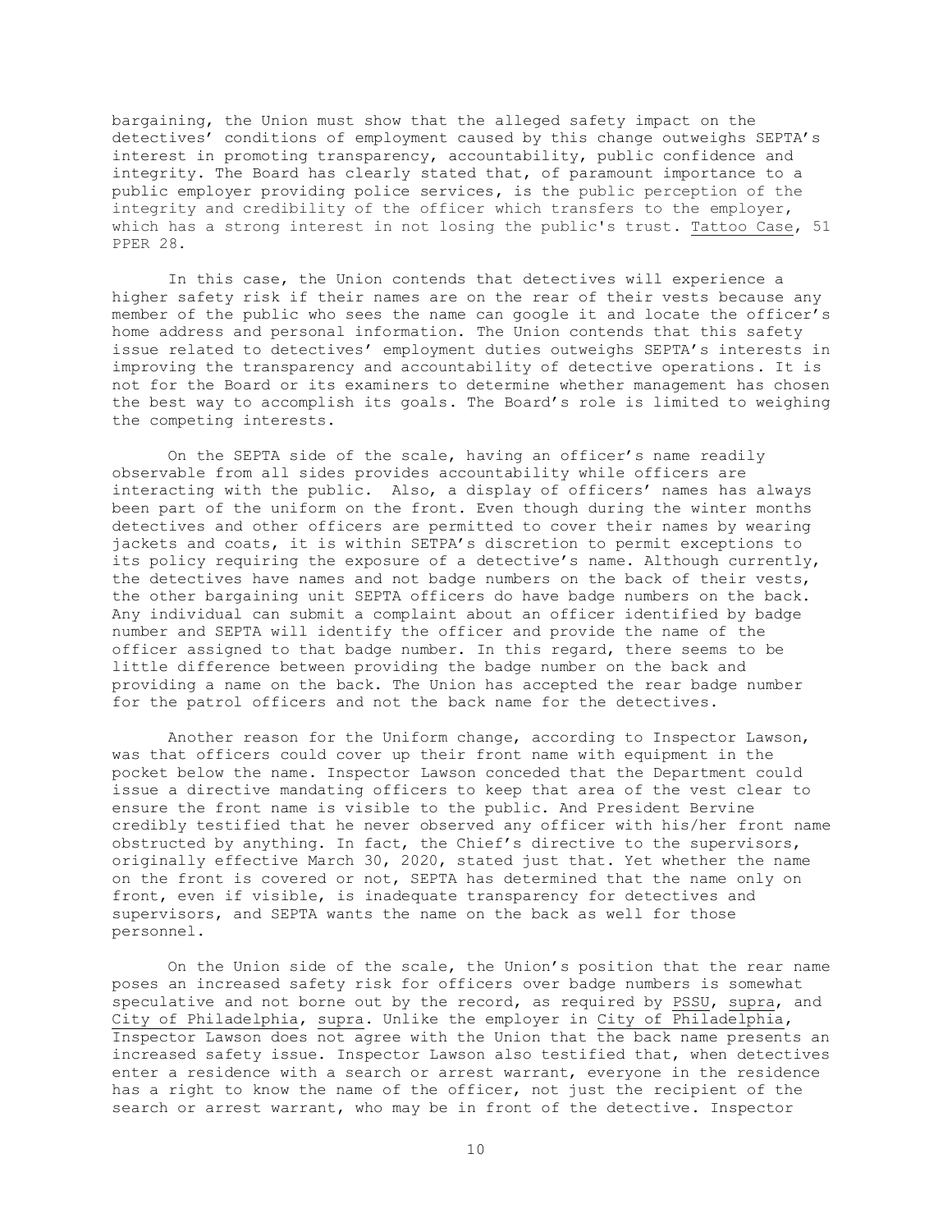bargaining, the Union must show that the alleged safety impact on the detectives' conditions of employment caused by this change outweighs SEPTA's interest in promoting transparency, accountability, public confidence and integrity. The Board has clearly stated that, of paramount importance to a public employer providing police services, is the public perception of the integrity and credibility of the officer which transfers to the employer, which has a strong interest in not losing the public's trust. Tattoo Case, 51 PPER 28.

In this case, the Union contends that detectives will experience a higher safety risk if their names are on the rear of their vests because any member of the public who sees the name can google it and locate the officer's home address and personal information. The Union contends that this safety issue related to detectives' employment duties outweighs SEPTA's interests in improving the transparency and accountability of detective operations. It is not for the Board or its examiners to determine whether management has chosen the best way to accomplish its goals. The Board's role is limited to weighing the competing interests.

On the SEPTA side of the scale, having an officer's name readily observable from all sides provides accountability while officers are interacting with the public. Also, a display of officers' names has always been part of the uniform on the front. Even though during the winter months detectives and other officers are permitted to cover their names by wearing jackets and coats, it is within SETPA's discretion to permit exceptions to its policy requiring the exposure of a detective's name. Although currently, the detectives have names and not badge numbers on the back of their vests, the other bargaining unit SEPTA officers do have badge numbers on the back. Any individual can submit a complaint about an officer identified by badge number and SEPTA will identify the officer and provide the name of the officer assigned to that badge number. In this regard, there seems to be little difference between providing the badge number on the back and providing a name on the back. The Union has accepted the rear badge number for the patrol officers and not the back name for the detectives.

Another reason for the Uniform change, according to Inspector Lawson, was that officers could cover up their front name with equipment in the pocket below the name. Inspector Lawson conceded that the Department could issue a directive mandating officers to keep that area of the vest clear to ensure the front name is visible to the public. And President Bervine credibly testified that he never observed any officer with his/her front name obstructed by anything. In fact, the Chief's directive to the supervisors, originally effective March 30, 2020, stated just that. Yet whether the name on the front is covered or not, SEPTA has determined that the name only on front, even if visible, is inadequate transparency for detectives and supervisors, and SEPTA wants the name on the back as well for those personnel.

On the Union side of the scale, the Union's position that the rear name poses an increased safety risk for officers over badge numbers is somewhat speculative and not borne out by the record, as required by PSSU, supra, and City of Philadelphia, supra. Unlike the employer in City of Philadelphia, Inspector Lawson does not agree with the Union that the back name presents an increased safety issue. Inspector Lawson also testified that, when detectives enter a residence with a search or arrest warrant, everyone in the residence has a right to know the name of the officer, not just the recipient of the search or arrest warrant, who may be in front of the detective. Inspector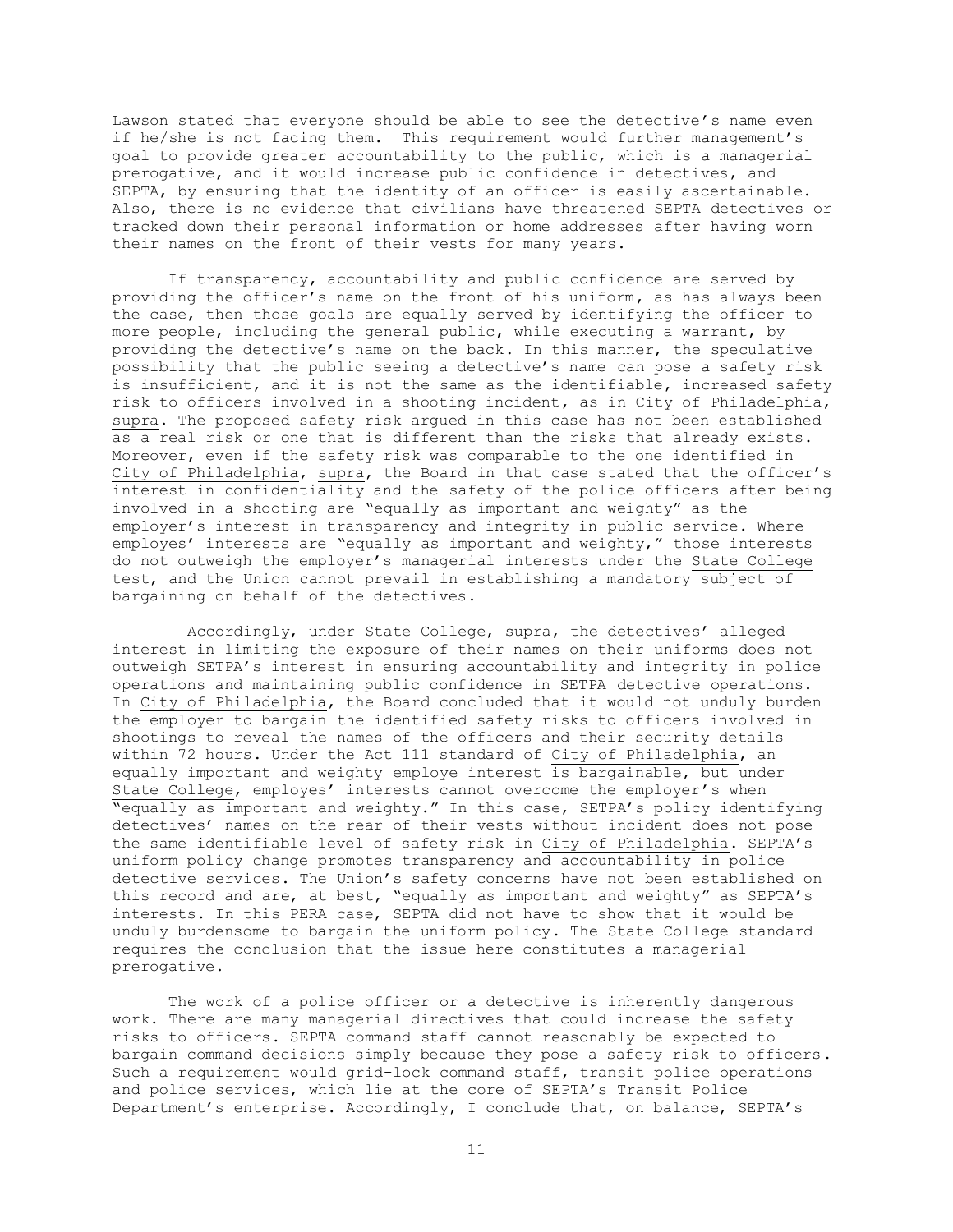Lawson stated that everyone should be able to see the detective's name even if he/she is not facing them. This requirement would further management's goal to provide greater accountability to the public, which is a managerial prerogative, and it would increase public confidence in detectives, and SEPTA, by ensuring that the identity of an officer is easily ascertainable. Also, there is no evidence that civilians have threatened SEPTA detectives or tracked down their personal information or home addresses after having worn their names on the front of their vests for many years.

If transparency, accountability and public confidence are served by providing the officer's name on the front of his uniform, as has always been the case, then those goals are equally served by identifying the officer to more people, including the general public, while executing a warrant, by providing the detective's name on the back. In this manner, the speculative possibility that the public seeing a detective's name can pose a safety risk is insufficient, and it is not the same as the identifiable, increased safety risk to officers involved in a shooting incident, as in City of Philadelphia, supra. The proposed safety risk argued in this case has not been established as a real risk or one that is different than the risks that already exists. Moreover, even if the safety risk was comparable to the one identified in City of Philadelphia, supra, the Board in that case stated that the officer's interest in confidentiality and the safety of the police officers after being involved in a shooting are "equally as important and weighty" as the employer's interest in transparency and integrity in public service. Where employes' interests are "equally as important and weighty," those interests do not outweigh the employer's managerial interests under the State College test, and the Union cannot prevail in establishing a mandatory subject of bargaining on behalf of the detectives.

Accordingly, under State College, supra, the detectives' alleged interest in limiting the exposure of their names on their uniforms does not outweigh SETPA's interest in ensuring accountability and integrity in police operations and maintaining public confidence in SETPA detective operations. In City of Philadelphia, the Board concluded that it would not unduly burden the employer to bargain the identified safety risks to officers involved in shootings to reveal the names of the officers and their security details within 72 hours. Under the Act 111 standard of City of Philadelphia, an equally important and weighty employe interest is bargainable, but under State College, employes' interests cannot overcome the employer's when "equally as important and weighty." In this case, SETPA's policy identifying detectives' names on the rear of their vests without incident does not pose the same identifiable level of safety risk in City of Philadelphia. SEPTA's uniform policy change promotes transparency and accountability in police detective services. The Union's safety concerns have not been established on this record and are, at best, "equally as important and weighty" as SEPTA's interests. In this PERA case, SEPTA did not have to show that it would be unduly burdensome to bargain the uniform policy. The State College standard requires the conclusion that the issue here constitutes a managerial prerogative.

The work of a police officer or a detective is inherently dangerous work. There are many managerial directives that could increase the safety risks to officers. SEPTA command staff cannot reasonably be expected to bargain command decisions simply because they pose a safety risk to officers. Such a requirement would grid-lock command staff, transit police operations and police services, which lie at the core of SEPTA's Transit Police Department's enterprise. Accordingly, I conclude that, on balance, SEPTA's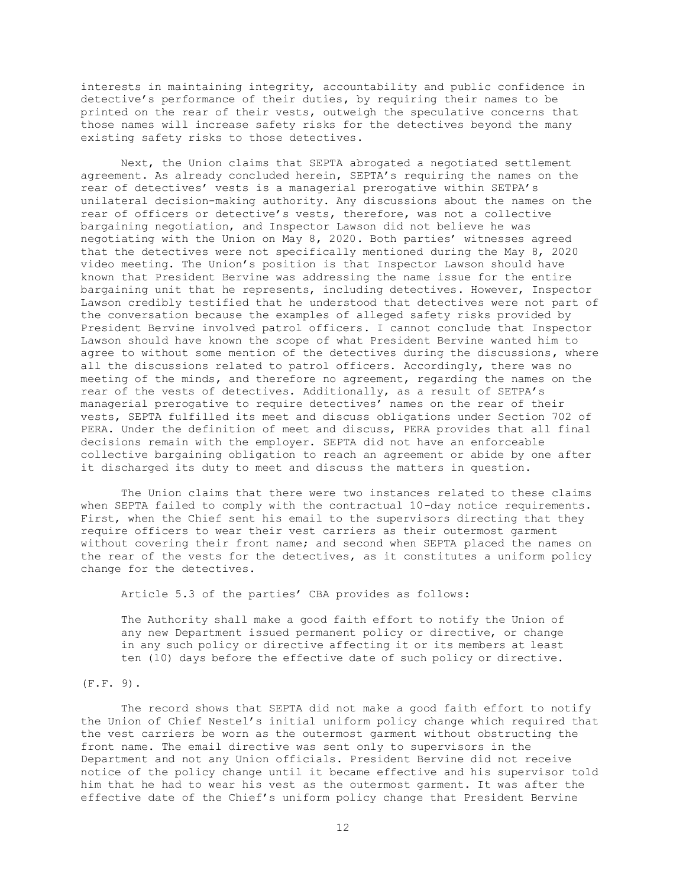interests in maintaining integrity, accountability and public confidence in detective's performance of their duties, by requiring their names to be printed on the rear of their vests, outweigh the speculative concerns that those names will increase safety risks for the detectives beyond the many existing safety risks to those detectives.

Next, the Union claims that SEPTA abrogated a negotiated settlement agreement. As already concluded herein, SEPTA's requiring the names on the rear of detectives' vests is a managerial prerogative within SETPA's unilateral decision-making authority. Any discussions about the names on the rear of officers or detective's vests, therefore, was not a collective bargaining negotiation, and Inspector Lawson did not believe he was negotiating with the Union on May 8, 2020. Both parties' witnesses agreed that the detectives were not specifically mentioned during the May 8, 2020 video meeting. The Union's position is that Inspector Lawson should have known that President Bervine was addressing the name issue for the entire bargaining unit that he represents, including detectives. However, Inspector Lawson credibly testified that he understood that detectives were not part of the conversation because the examples of alleged safety risks provided by President Bervine involved patrol officers. I cannot conclude that Inspector Lawson should have known the scope of what President Bervine wanted him to agree to without some mention of the detectives during the discussions, where all the discussions related to patrol officers. Accordingly, there was no meeting of the minds, and therefore no agreement, regarding the names on the rear of the vests of detectives. Additionally, as a result of SETPA's managerial prerogative to require detectives' names on the rear of their vests, SEPTA fulfilled its meet and discuss obligations under Section 702 of PERA. Under the definition of meet and discuss, PERA provides that all final decisions remain with the employer. SEPTA did not have an enforceable collective bargaining obligation to reach an agreement or abide by one after it discharged its duty to meet and discuss the matters in question.

The Union claims that there were two instances related to these claims when SEPTA failed to comply with the contractual 10-day notice requirements. First, when the Chief sent his email to the supervisors directing that they require officers to wear their vest carriers as their outermost garment without covering their front name; and second when SEPTA placed the names on the rear of the vests for the detectives, as it constitutes a uniform policy change for the detectives.

Article 5.3 of the parties' CBA provides as follows:

> The Authority shall make a good faith effort to notify the Union of any new Department issued permanent policy or directive, or change in any such policy or directive affecting it or its members at least ten (10) days before the effective date of such policy or directive.

(F.F. 9).

The record shows that SEPTA did not make a good faith effort to notify the Union of Chief Nestel's initial uniform policy change which required that the vest carriers be worn as the outermost garment without obstructing the front name. The email directive was sent only to supervisors in the Department and not any Union officials. President Bervine did not receive notice of the policy change until it became effective and his supervisor told him that he had to wear his vest as the outermost garment. It was after the effective date of the Chief's uniform policy change that President Bervine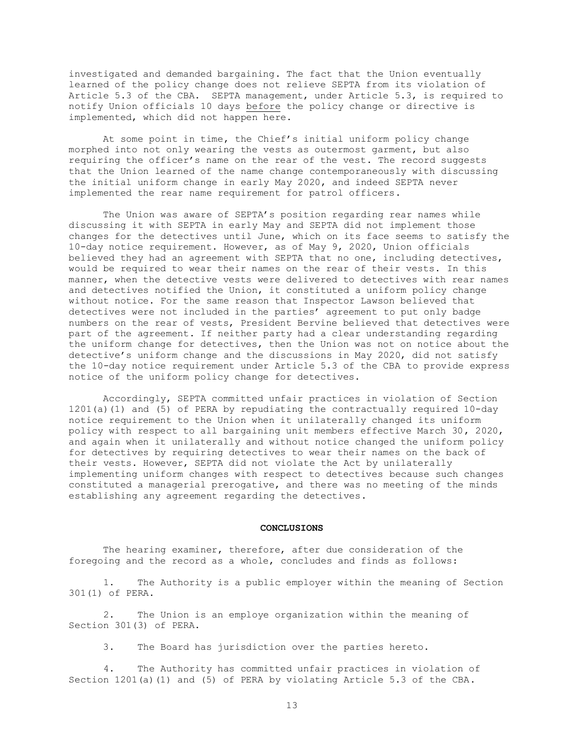investigated and demanded bargaining. The fact that the Union eventually learned of the policy change does not relieve SEPTA from its violation of Article 5.3 of the CBA. SEPTA management, under Article 5.3, is required to notify Union officials 10 days <u>before</u> the policy change or directive is implemented, which did not happen here.

At some point in time, the Chief's initial uniform policy change morphed into not only wearing the vests as outermost garment, but also requiring the officer's name on the rear of the vest. The record suggests that the Union learned of the name change contemporaneously with discussing the initial uniform change in early May 2020, and indeed SEPTA never implemented the rear name requirement for patrol officers.

The Union was aware of SEPTA's position regarding rear names while discussing it with SEPTA in early May and SEPTA did not implement those changes for the detectives until June, which on its face seems to satisfy the 10-day notice requirement. However, as of May 9, 2020, Union officials believed they had an agreement with SEPTA that no one, including detectives, would be required to wear their names on the rear of their vests. In this manner, when the detective vests were delivered to detectives with rear names and detectives notified the Union, it constituted a uniform policy change without notice. For the same reason that Inspector Lawson believed that detectives were not included in the parties' agreement to put only badge numbers on the rear of vests, President Bervine believed that detectives were part of the agreement. If neither party had a clear understanding regarding the uniform change for detectives, then the Union was not on notice about the detective's uniform change and the discussions in May 2020, did not satisfy the 10-day notice requirement under Article 5.3 of the CBA to provide express notice of the uniform policy change for detectives.

Accordingly, SEPTA committed unfair practices in violation of Section 1201(a)(1) and (5) of PERA by repudiating the contractually required 10-day notice requirement to the Union when it unilaterally changed its uniform policy with respect to all bargaining unit members effective March 30, 2020, and again when it unilaterally and without notice changed the uniform policy for detectives by requiring detectives to wear their names on the back of their vests. However, SEPTA did not violate the Act by unilaterally implementing uniform changes with respect to detectives because such changes constituted a managerial prerogative, and there was no meeting of the minds establishing any agreement regarding the detectives.

**CONCLUSIONS**

The hearing examiner, therefore, after due consideration of the foregoing and the record as a whole, concludes and finds as follows:

1. The Authority is a public employer within the meaning of Section 301(1) of PERA.

2. The Union is an employe organization within the meaning of Section 301(3) of PERA.

3. The Board has jurisdiction over the parties hereto.

4. The Authority has committed unfair practices in violation of Section 1201(a)(1) and (5) of PERA by violating Article 5.3 of the CBA.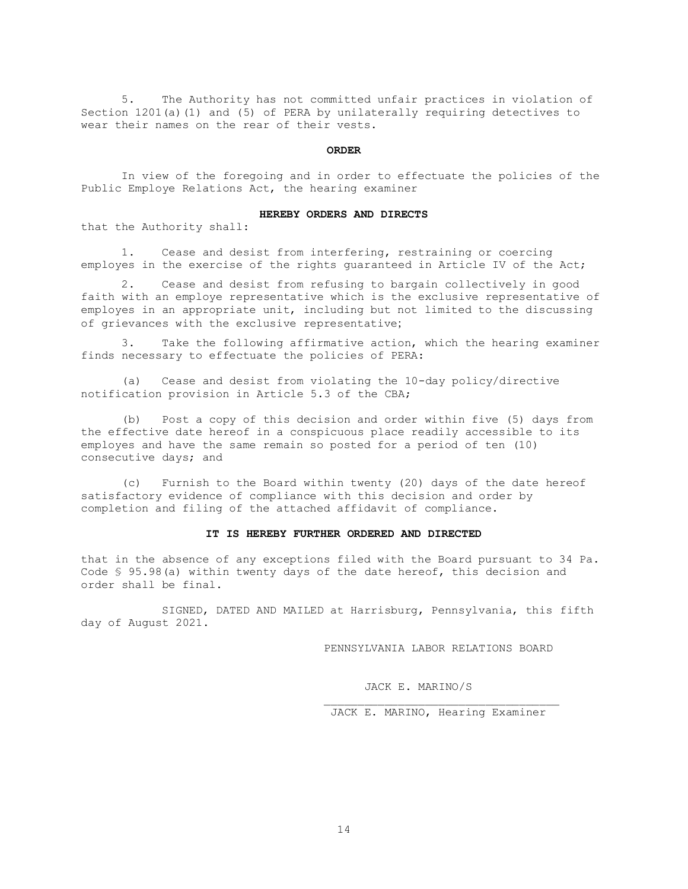5. The Authority has not committed unfair practices in violation of Section 1201(a)(1) and (5) of PERA by unilaterally requiring detectives to wear their names on the rear of their vests.

**ORDER**

In view of the foregoing and in order to effectuate the policies of the Public Employe Relations Act, the hearing examiner

**HEREBY ORDERS AND DIRECTS**

that the Authority shall:

1. Cease and desist from interfering, restraining or coercing employes in the exercise of the rights guaranteed in Article IV of the Act;

2. Cease and desist from refusing to bargain collectively in good faith with an employe representative which is the exclusive representative of employes in an appropriate unit, including but not limited to the discussing of grievances with the exclusive representative;

3. Take the following affirmative action, which the hearing examiner finds necessary to effectuate the policies of PERA:

(a) Cease and desist from violating the 10-day policy/directive notification provision in Article 5.3 of the CBA;

(b) Post a copy of this decision and order within five (5) days from the effective date hereof in a conspicuous place readily accessible to its employes and have the same remain so posted for a period of ten (10) consecutive days; and

(c) Furnish to the Board within twenty (20) days of the date hereof satisfactory evidence of compliance with this decision and order by completion and filing of the attached affidavit of compliance.

**IT IS HEREBY FURTHER ORDERED AND DIRECTED**

that in the absence of any exceptions filed with the Board pursuant to 34 Pa. Code § 95.98(a) within twenty days of the date hereof, this decision and order shall be final.

SIGNED, DATED AND MAILED at Harrisburg, Pennsylvania, this fifth day of August 2021.

PENNSYLVANIA LABOR RELATIONS BOARD

JACK E. MARINO/S

JACK E. MARINO, Hearing Examiner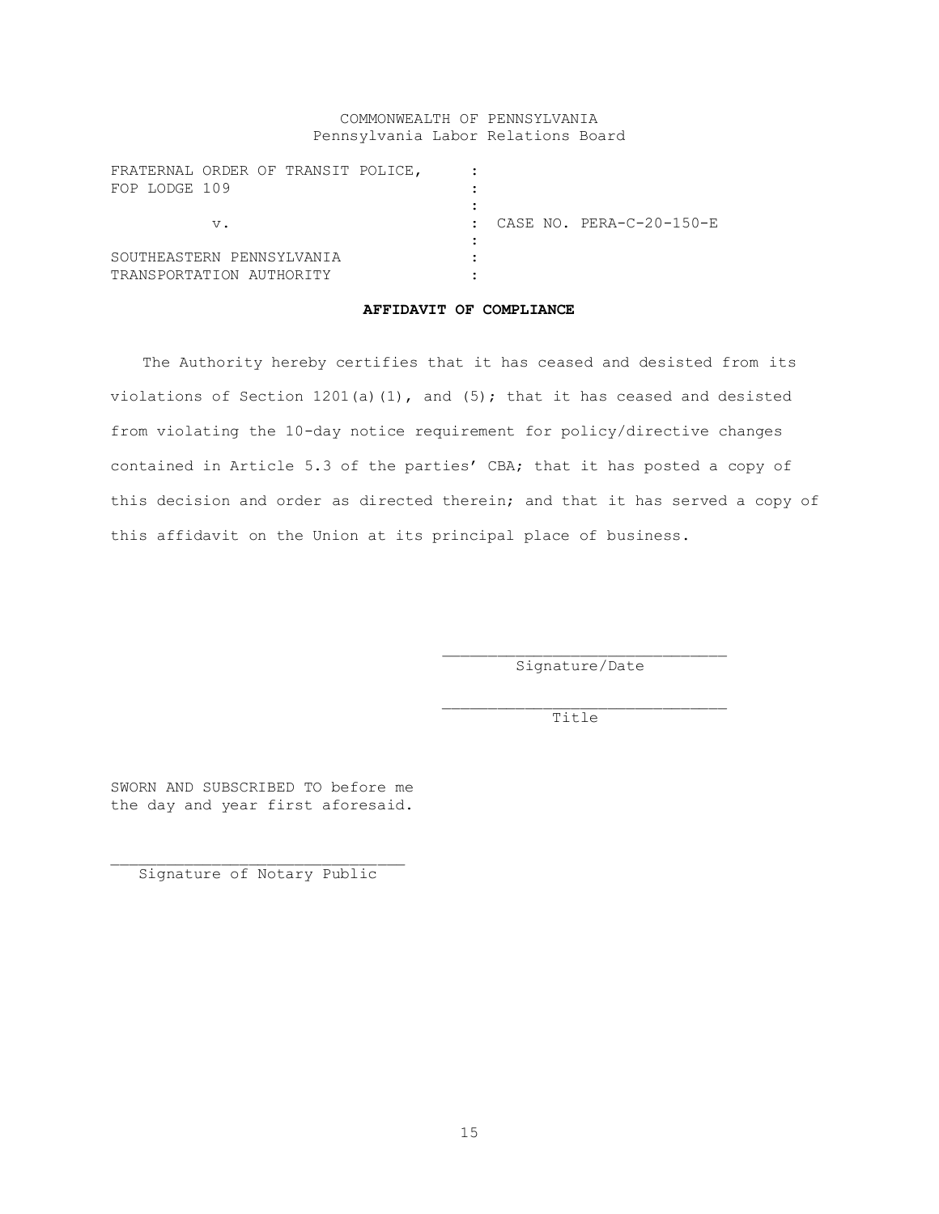COMMONWEALTH OF PENNSYLVANIA
Pennsylvania Labor Relations Board

| | | |
|---|---|---|
| FRATERNAL ORDER OF TRANSIT POLICE, FOP LODGE 109 | : | |
| v. | : | CASE NO. PERA-C-20-150-E |
| SOUTHEASTERN PENNSYLVANIA TRANSPORTATION AUTHORITY | : | |

**AFFIDAVIT OF COMPLIANCE**

The Authority hereby certifies that it has ceased and desisted from its violations of Section 1201(a)(1), and (5); that it has ceased and desisted from violating the 10-day notice requirement for policy/directive changes contained in Article 5.3 of the parties' CBA; that it has posted a copy of this decision and order as directed therein; and that it has served a copy of this affidavit on the Union at its principal place of business.

_______________________________
Signature/Date

_______________________________
Title

SWORN AND SUBSCRIBED TO before me the day and year first aforesaid.

_______________________________
Signature of Notary Public